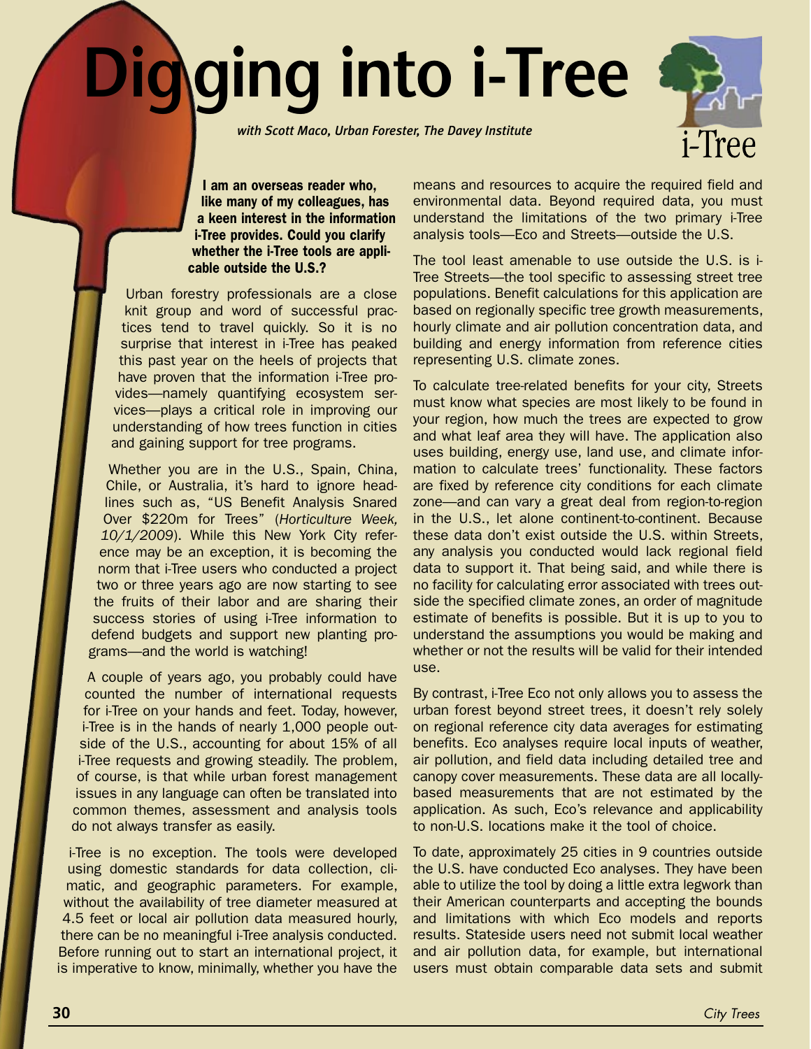# Digging into i-Tree

*with Scott Maco, Urban Forester, The Davey Institute*

**I am an overseas reader who, like many of my colleagues, has a keen interest in the information i-Tree provides. Could you clarify whether the i-Tree tools are applicable outside the U.S.?**

Urban forestry professionals are a close knit group and word of successful practices tend to travel quickly. So it is no surprise that interest in i-Tree has peaked this past year on the heels of projects that have proven that the information i-Tree provides—namely quantifying ecosystem services—plays a critical role in improving our understanding of how trees function in cities and gaining support for tree programs.

Whether you are in the U.S., Spain, China, Chile, or Australia, it's hard to ignore headlines such as, "US Benefit Analysis Snared Over $220m for Trees" (*Horticulture Week, 10/1/2009*). While this New York City reference may be an exception, it is becoming the norm that i-Tree users who conducted a project two or three years ago are now starting to see the fruits of their labor and are sharing their success stories of using i-Tree information to defend budgets and support new planting programs—and the world is watching!

A couple of years ago, you probably could have counted the number of international requests for i-Tree on your hands and feet. Today, however, i-Tree is in the hands of nearly 1,000 people outside of the U.S., accounting for about 15% of all i-Tree requests and growing steadily. The problem, of course, is that while urban forest management issues in any language can often be translated into common themes, assessment and analysis tools do not always transfer as easily.

i-Tree is no exception. The tools were developed using domestic standards for data collection, climatic, and geographic parameters. For example, without the availability of tree diameter measured at 4.5 feet or local air pollution data measured hourly, there can be no meaningful i-Tree analysis conducted. Before running out to start an international project, it is imperative to know, minimally, whether you have the means and resources to acquire the required field and environmental data. Beyond required data, you must understand the limitations of the two primary i-Tree analysis tools—Eco and Streets—outside the U.S.

The tool least amenable to use outside the U.S. is i-Tree Streets—the tool specific to assessing street tree populations. Benefit calculations for this application are based on regionally specific tree growth measurements, hourly climate and air pollution concentration data, and building and energy information from reference cities representing U.S. climate zones.

To calculate tree-related benefits for your city, Streets must know what species are most likely to be found in your region, how much the trees are expected to grow and what leaf area they will have. The application also uses building, energy use, land use, and climate information to calculate trees' functionality. These factors are fixed by reference city conditions for each climate zone—and can vary a great deal from region-to-region in the U.S., let alone continent-to-continent. Because these data don't exist outside the U.S. within Streets, any analysis you conducted would lack regional field data to support it. That being said, and while there is no facility for calculating error associated with trees outside the specified climate zones, an order of magnitude estimate of benefits is possible. But it is up to you to understand the assumptions you would be making and whether or not the results will be valid for their intended use.

By contrast, i-Tree Eco not only allows you to assess the urban forest beyond street trees, it doesn't rely solely on regional reference city data averages for estimating benefits. Eco analyses require local inputs of weather, air pollution, and field data including detailed tree and canopy cover measurements. These data are all locally-based measurements that are not estimated by the application. As such, Eco's relevance and applicability to non-U.S. locations make it the tool of choice.

To date, approximately 25 cities in 9 countries outside the U.S. have conducted Eco analyses. They have been able to utilize the tool by doing a little extra legwork than their American counterparts and accepting the bounds and limitations with which Eco models and reports results. Stateside users need not submit local weather and air pollution data, for example, but international users must obtain comparable data sets and submit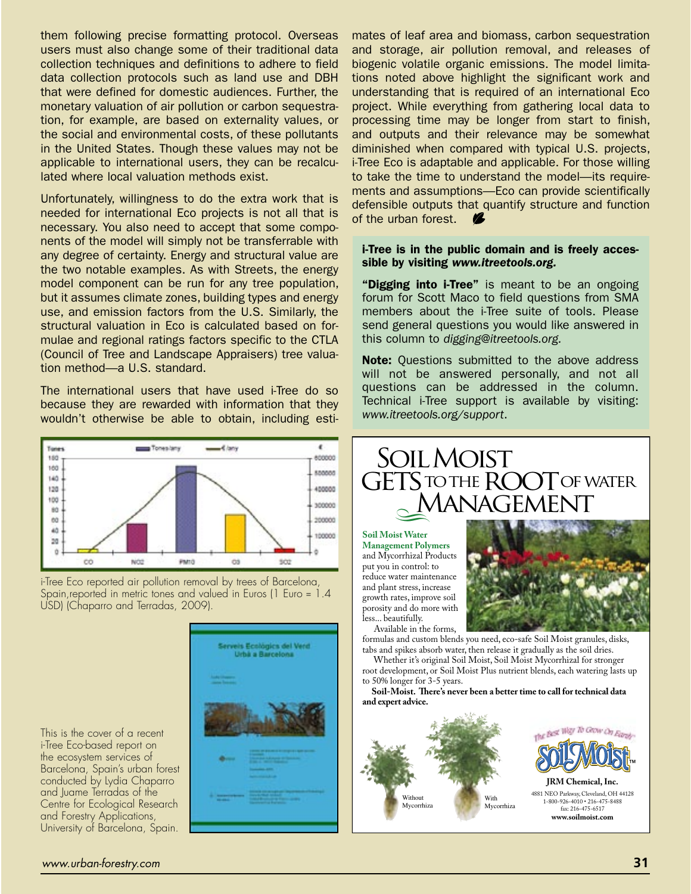them following precise formatting protocol. Overseas users must also change some of their traditional data collection techniques and definitions to adhere to field data collection protocols such as land use and DBH that were defined for domestic audiences. Further, the monetary valuation of air pollution or carbon sequestration, for example, are based on externality values, or the social and environmental costs, of these pollutants in the United States. Though these values may not be applicable to international users, they can be recalculated where local valuation methods exist.

Unfortunately, willingness to do the extra work that is needed for international Eco projects is not all that is necessary. You also need to accept that some components of the model will simply not be transferrable with any degree of certainty. Energy and structural value are the two notable examples. As with Streets, the energy model component can be run for any tree population, but it assumes climate zones, building types and energy use, and emission factors from the U.S. Similarly, the structural valuation in Eco is calculated based on formulae and regional ratings factors specific to the CTLA (Council of Tree and Landscape Appraisers) tree valuation method—a U.S. standard.

The international users that have used i-Tree do so because they are rewarded with information that they wouldn't otherwise be able to obtain, including estimates of leaf area and biomass, carbon sequestration and storage, air pollution removal, and releases of biogenic volatile organic emissions. The model limitations noted above highlight the significant work and understanding that is required of an international Eco project. While everything from gathering local data to processing time may be longer from start to finish, and outputs and their relevance may be somewhat diminished when compared with typical U.S. projects, i-Tree Eco is adaptable and applicable. For those willing to take the time to understand the model—its requirements and assumptions—Eco can provide scientifically defensible outputs that quantify structure and function of the urban forest.

Tones
Tones/any
€/any
€
180
160
140
120
100
80
60
40
20
0
600000
500000
400000
300000
200000
100000
0
CO
NO2
PM10
O3
SO2

i-Tree Eco reported air pollution removal by trees of Barcelona, Spain, reported in metric tones and valued in Euros (1 Euro = 1.4 USD) (Chaparro and Terradas, 2009).

Serveis Ecològics del Verd Urbà a Barcelona

This is the cover of a recent i-Tree Eco-based report on the ecosystem services of Barcelona, Spain's urban forest conducted by Lydia Chaparro and Juame Terradas of the Centre for Ecological Research and Forestry Applications, University of Barcelona, Spain.

**i-Tree is in the public domain and is freely accessible by visiting *www.itreetools.org*.**

**"Digging into i-Tree"** is meant to be an ongoing forum for Scott Maco to field questions from SMA members about the i-Tree suite of tools. Please send general questions you would like answered in this column to *digging@itreetools.org*.

**Note:** Questions submitted to the above address will not be answered personally, and not all questions can be addressed in the column. Technical i-Tree support is available by visiting: *www.itreetools.org/support*.

# Soil Moist Gets to the Root of Water Management

**Soil Moist Water Management Polymers** and Mycorrhizal Products put you in control: to reduce water maintenance and plant stress, increase growth rates, improve soil porosity and do more with less... beautifully.

Available in the forms, formulas and custom blends you need, eco-safe Soil Moist granules, disks, tabs and spikes absorb water, then release it gradually as the soil dries.

Whether it's original Soil Moist, Soil Moist Mycorrhizal for stronger root development, or Soil Moist Plus nutrient blends, each watering lasts up to 50% longer for 3-5 years.

**Soil-Moist. There's never been a better time to call for technical data and expert advice.**

Without Mycorrhiza

With Mycorrhiza

The Best Way To Grow On Earth

SoilMoist™

**JRM Chemical, Inc.**

4881 NEO Parkway, Cleveland, OH 44128
1-800-926-4010 • 216-475-8488
fax: 216-475-6517
**www.soilmoist.com**